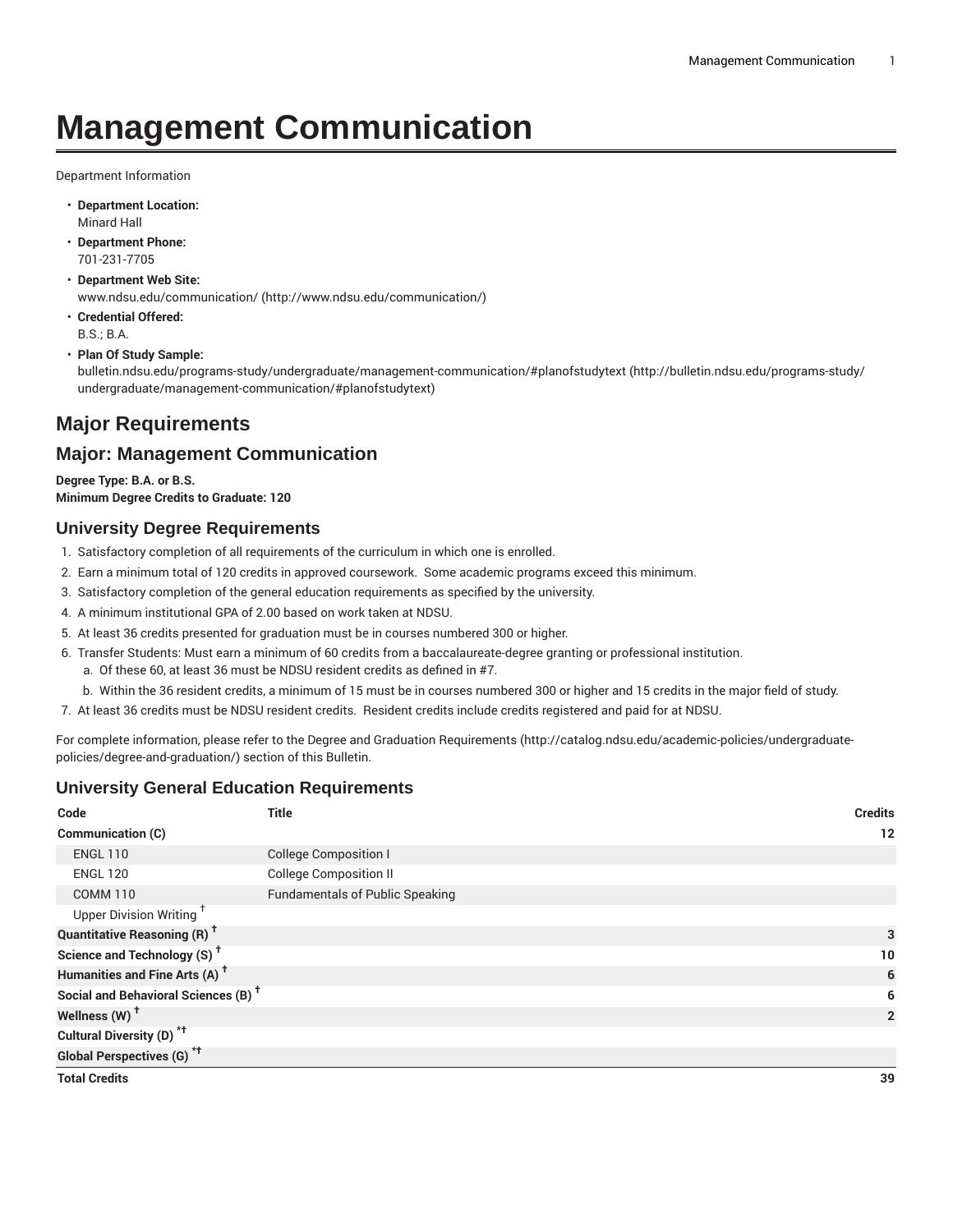# Management Communication

Department Information

- **Department Location:**
  Minard Hall
- **Department Phone:**
  701-231-7705
- **Department Web Site:**
  www.ndsu.edu/communication/ (http://www.ndsu.edu/communication/)
- **Credential Offered:**
  B.S.; B.A.
- **Plan Of Study Sample:**
  bulletin.ndsu.edu/programs-study/undergraduate/management-communication/#planofstudytext (http://bulletin.ndsu.edu/programs-study/undergraduate/management-communication/#planofstudytext)

## Major Requirements

## Major: Management Communication

**Degree Type: B.A. or B.S.**
**Minimum Degree Credits to Graduate: 120**

### University Degree Requirements

1. Satisfactory completion of all requirements of the curriculum in which one is enrolled.
2. Earn a minimum total of 120 credits in approved coursework. Some academic programs exceed this minimum.
3. Satisfactory completion of the general education requirements as specified by the university.
4. A minimum institutional GPA of 2.00 based on work taken at NDSU.
5. At least 36 credits presented for graduation must be in courses numbered 300 or higher.
6. Transfer Students: Must earn a minimum of 60 credits from a baccalaureate-degree granting or professional institution.
   a. Of these 60, at least 36 must be NDSU resident credits as defined in #7.
   b. Within the 36 resident credits, a minimum of 15 must be in courses numbered 300 or higher and 15 credits in the major field of study.
7. At least 36 credits must be NDSU resident credits. Resident credits include credits registered and paid for at NDSU.

For complete information, please refer to the Degree and Graduation Requirements (http://catalog.ndsu.edu/academic-policies/undergraduate-policies/degree-and-graduation/) section of this Bulletin.

### University General Education Requirements

| Code | Title | Credits |
|---|---|---|
| **Communication (C)** | | **12** |
| ENGL 110 | College Composition I | |
| ENGL 120 | College Composition II | |
| COMM 110 | Fundamentals of Public Speaking | |
| Upper Division Writing † | | |
| **Quantitative Reasoning (R) †** | | **3** |
| **Science and Technology (S) †** | | **10** |
| **Humanities and Fine Arts (A) †** | | **6** |
| **Social and Behavioral Sciences (B) †** | | **6** |
| **Wellness (W) †** | | **2** |
| **Cultural Diversity (D) *†** | | |
| **Global Perspectives (G) *†** | | |
| **Total Credits** | | **39** |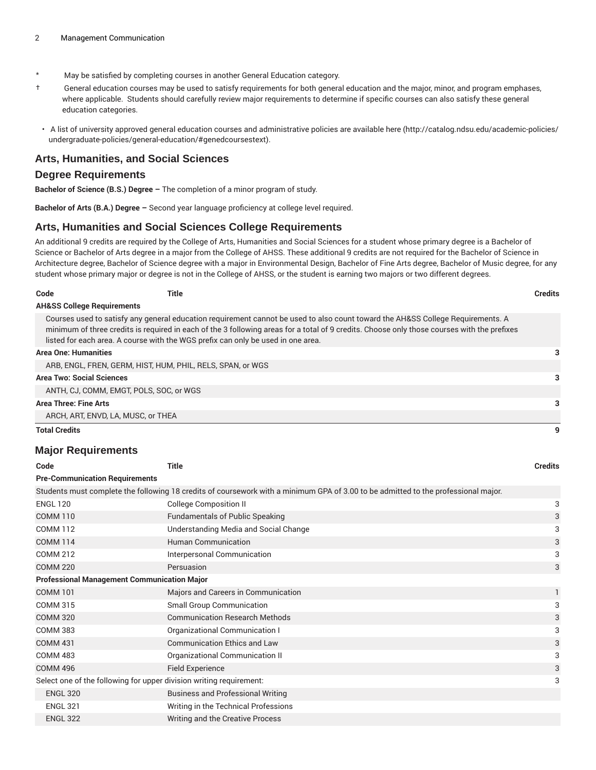\* May be satisfied by completing courses in another General Education category.

† General education courses may be used to satisfy requirements for both general education and the major, minor, and program emphases, where applicable. Students should carefully review major requirements to determine if specific courses can also satisfy these general education categories.

- A list of university approved general education courses and administrative policies are available here (http://catalog.ndsu.edu/academic-policies/undergraduate-policies/general-education/#genedcoursestext).

## Arts, Humanities, and Social Sciences

## Degree Requirements

**Bachelor of Science (B.S.) Degree –** The completion of a minor program of study.

**Bachelor of Arts (B.A.) Degree –** Second year language proficiency at college level required.

## Arts, Humanities and Social Sciences College Requirements

An additional 9 credits are required by the College of Arts, Humanities and Social Sciences for a student whose primary degree is a Bachelor of Science or Bachelor of Arts degree in a major from the College of AHSS. These additional 9 credits are not required for the Bachelor of Science in Architecture degree, Bachelor of Science degree with a major in Environmental Design, Bachelor of Fine Arts degree, Bachelor of Music degree, for any student whose primary major or degree is not in the College of AHSS, or the student is earning two majors or two different degrees.

| Code | Title | Credits |
|---|---|---|
| **AH&SS College Requirements** | | |
| Courses used to satisfy any general education requirement cannot be used to also count toward the AH&SS College Requirements. A minimum of three credits is required in each of the 3 following areas for a total of 9 credits. Choose only those courses with the prefixes listed for each area. A course with the WGS prefix can only be used in one area. | | |
| **Area One: Humanities** | | 3 |
| ARB, ENGL, FREN, GERM, HIST, HUM, PHIL, RELS, SPAN, or WGS | | |
| **Area Two: Social Sciences** | | 3 |
| ANTH, CJ, COMM, EMGT, POLS, SOC, or WGS | | |
| **Area Three: Fine Arts** | | 3 |
| ARCH, ART, ENVD, LA, MUSC, or THEA | | |
| **Total Credits** | | **9** |

## Major Requirements

| Code | Title | Credits |
|---|---|---|
| **Pre-Communication Requirements** | | |
| Students must complete the following 18 credits of coursework with a minimum GPA of 3.00 to be admitted to the professional major. | | |
| ENGL 120 | College Composition II | 3 |
| COMM 110 | Fundamentals of Public Speaking | 3 |
| COMM 112 | Understanding Media and Social Change | 3 |
| COMM 114 | Human Communication | 3 |
| COMM 212 | Interpersonal Communication | 3 |
| COMM 220 | Persuasion | 3 |
| **Professional Management Communication Major** | | |
| COMM 101 | Majors and Careers in Communication | 1 |
| COMM 315 | Small Group Communication | 3 |
| COMM 320 | Communication Research Methods | 3 |
| COMM 383 | Organizational Communication I | 3 |
| COMM 431 | Communication Ethics and Law | 3 |
| COMM 483 | Organizational Communication II | 3 |
| COMM 496 | Field Experience | 3 |
| Select one of the following for upper division writing requirement: | | 3 |
| ENGL 320 | Business and Professional Writing | |
| ENGL 321 | Writing in the Technical Professions | |
| ENGL 322 | Writing and the Creative Process | |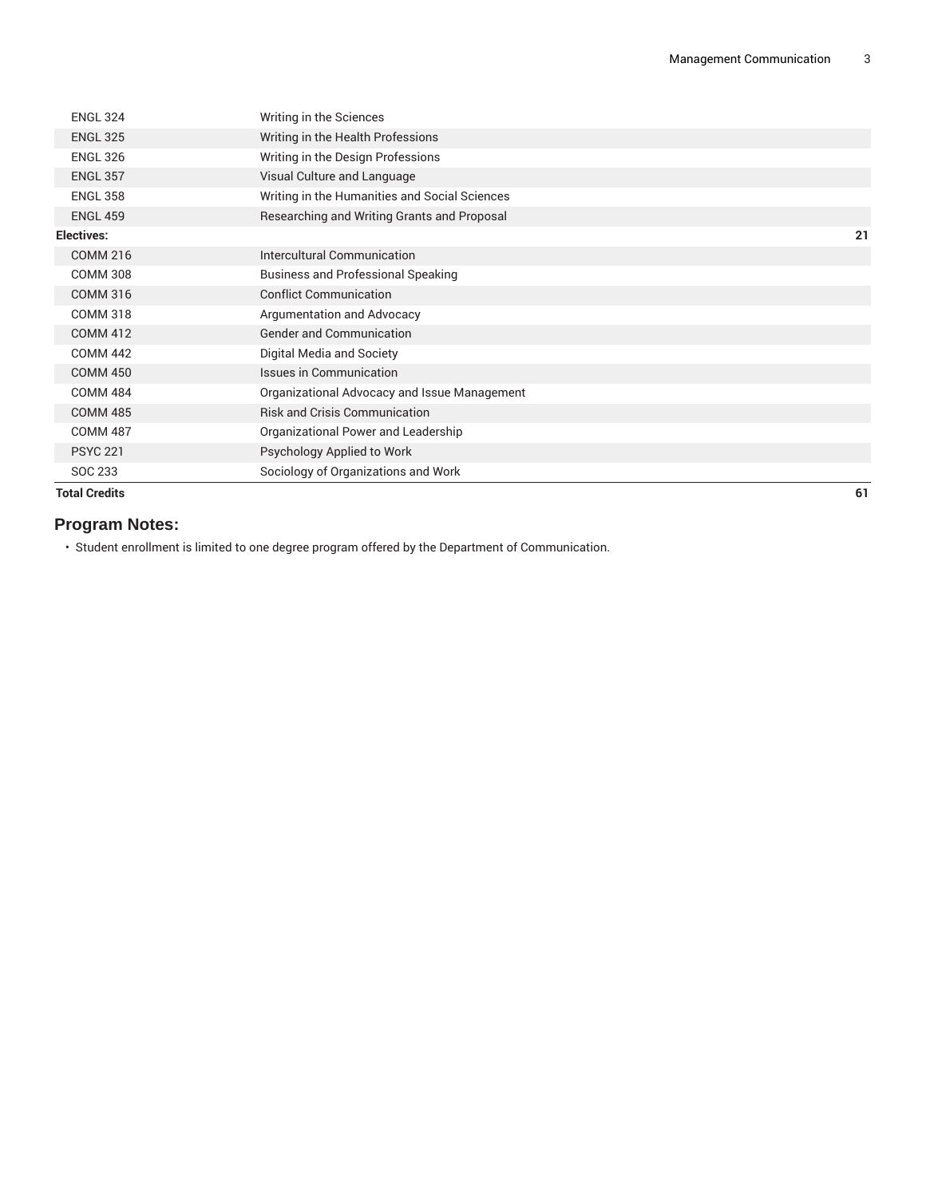| | | |
|---|---|---|
| ENGL 324 | Writing in the Sciences | |
| ENGL 325 | Writing in the Health Professions | |
| ENGL 326 | Writing in the Design Professions | |
| ENGL 357 | Visual Culture and Language | |
| ENGL 358 | Writing in the Humanities and Social Sciences | |
| ENGL 459 | Researching and Writing Grants and Proposal | |
| **Electives:** | | **21** |
| COMM 216 | Intercultural Communication | |
| COMM 308 | Business and Professional Speaking | |
| COMM 316 | Conflict Communication | |
| COMM 318 | Argumentation and Advocacy | |
| COMM 412 | Gender and Communication | |
| COMM 442 | Digital Media and Society | |
| COMM 450 | Issues in Communication | |
| COMM 484 | Organizational Advocacy and Issue Management | |
| COMM 485 | Risk and Crisis Communication | |
| COMM 487 | Organizational Power and Leadership | |
| PSYC 221 | Psychology Applied to Work | |
| SOC 233 | Sociology of Organizations and Work | |
| **Total Credits** | | **61** |

## Program Notes:

- Student enrollment is limited to one degree program offered by the Department of Communication.